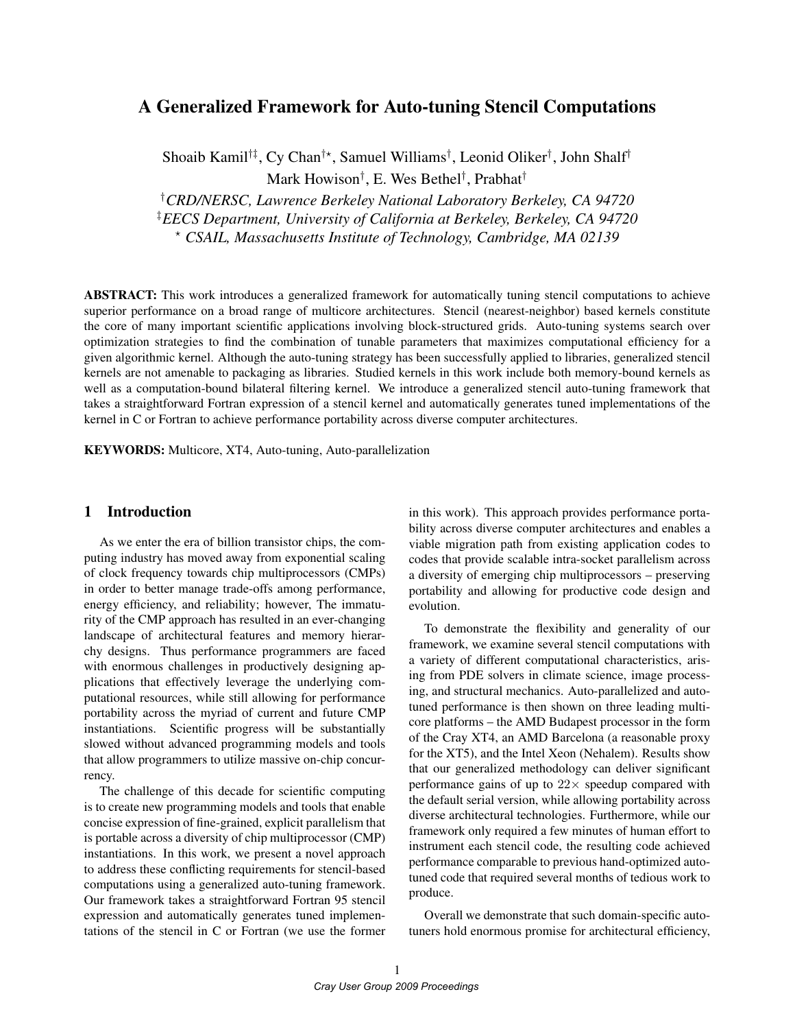# A Generalized Framework for Auto-tuning Stencil Computations

Shoaib Kamil[†‡], Cy Chan[†*], Samuel Williams[†], Leonid Oliker[†], John Shalf[†]
Mark Howison[†], E. Wes Bethel[†], Prabhat[†]

[†] *CRD/NERSC, Lawrence Berkeley National Laboratory Berkeley, CA 94720*
[‡] *EECS Department, University of California at Berkeley, Berkeley, CA 94720*
[*] *CSAIL, Massachusetts Institute of Technology, Cambridge, MA 02139*

**ABSTRACT:** This work introduces a generalized framework for automatically tuning stencil computations to achieve superior performance on a broad range of multicore architectures. Stencil (nearest-neighbor) based kernels constitute the core of many important scientific applications involving block-structured grids. Auto-tuning systems search over optimization strategies to find the combination of tunable parameters that maximizes computational efficiency for a given algorithmic kernel. Although the auto-tuning strategy has been successfully applied to libraries, generalized stencil kernels are not amenable to packaging as libraries. Studied kernels in this work include both memory-bound kernels as well as a computation-bound bilateral filtering kernel. We introduce a generalized stencil auto-tuning framework that takes a straightforward Fortran expression of a stencil kernel and automatically generates tuned implementations of the kernel in C or Fortran to achieve performance portability across diverse computer architectures.

**KEYWORDS:** Multicore, XT4, Auto-tuning, Auto-parallelization

## 1 Introduction

As we enter the era of billion transistor chips, the computing industry has moved away from exponential scaling of clock frequency towards chip multiprocessors (CMPs) in order to better manage trade-offs among performance, energy efficiency, and reliability; however, The immaturity of the CMP approach has resulted in an ever-changing landscape of architectural features and memory hierarchy designs. Thus performance programmers are faced with enormous challenges in productively designing applications that effectively leverage the underlying computational resources, while still allowing for performance portability across the myriad of current and future CMP instantiations. Scientific progress will be substantially slowed without advanced programming models and tools that allow programmers to utilize massive on-chip concurrency.

The challenge of this decade for scientific computing is to create new programming models and tools that enable concise expression of fine-grained, explicit parallelism that is portable across a diversity of chip multiprocessor (CMP) instantiations. In this work, we present a novel approach to address these conflicting requirements for stencil-based computations using a generalized auto-tuning framework. Our framework takes a straightforward Fortran 95 stencil expression and automatically generates tuned implementations of the stencil in C or Fortran (we use the former in this work). This approach provides performance portability across diverse computer architectures and enables a viable migration path from existing application codes to codes that provide scalable intra-socket parallelism across a diversity of emerging chip multiprocessors – preserving portability and allowing for productive code design and evolution.

To demonstrate the flexibility and generality of our framework, we examine several stencil computations with a variety of different computational characteristics, arising from PDE solvers in climate science, image processing, and structural mechanics. Auto-parallelized and auto-tuned performance is then shown on three leading multicore platforms – the AMD Budapest processor in the form of the Cray XT4, an AMD Barcelona (a reasonable proxy for the XT5), and the Intel Xeon (Nehalem). Results show that our generalized methodology can deliver significant performance gains of up to $22\times$ speedup compared with the default serial version, while allowing portability across diverse architectural technologies. Furthermore, while our framework only required a few minutes of human effort to instrument each stencil code, the resulting code achieved performance comparable to previous hand-optimized auto-tuned code that required several months of tedious work to produce.

Overall we demonstrate that such domain-specific auto-tuners hold enormous promise for architectural efficiency,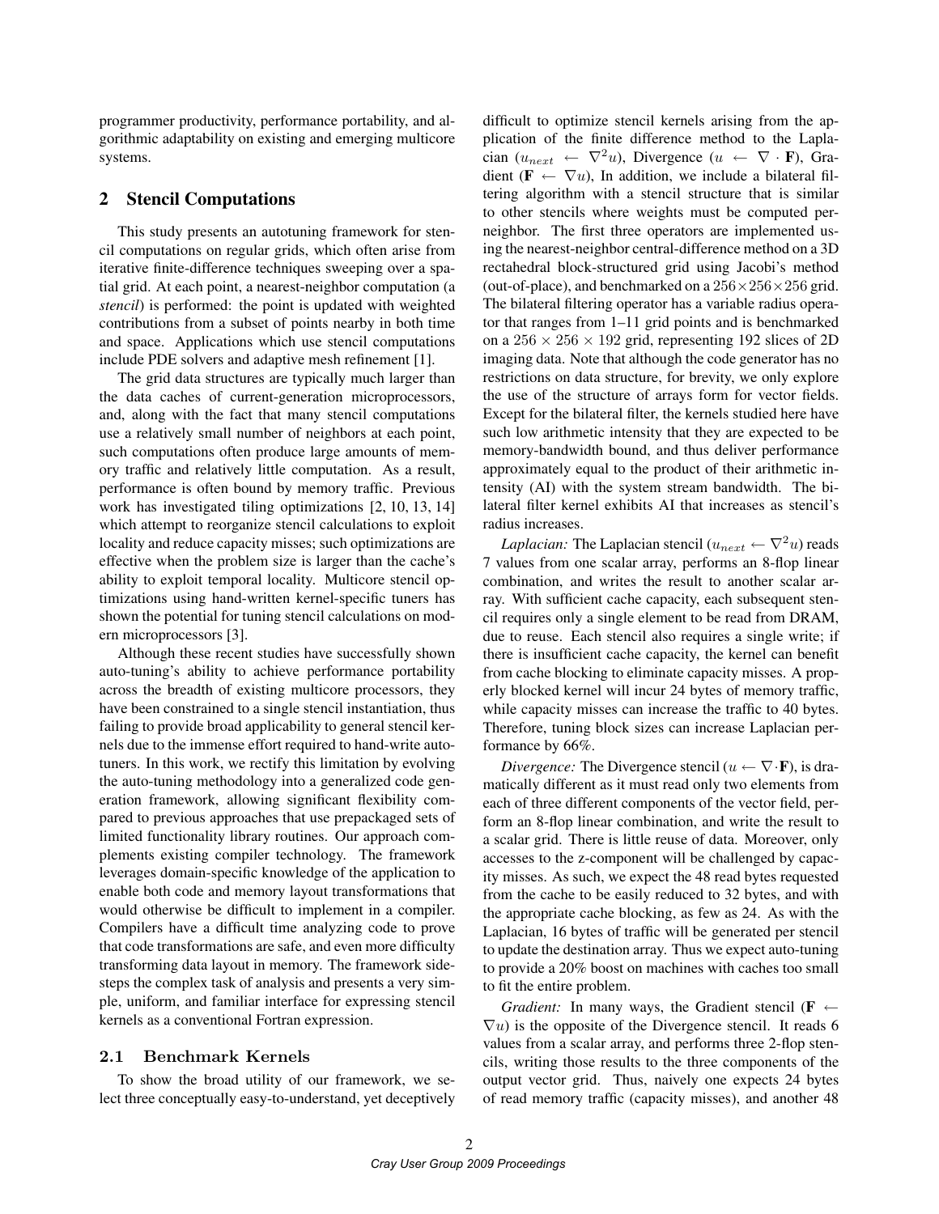programmer productivity, performance portability, and algorithmic adaptability on existing and emerging multicore systems.

## 2 Stencil Computations

This study presents an autotuning framework for stencil computations on regular grids, which often arise from iterative finite-difference techniques sweeping over a spatial grid. At each point, a nearest-neighbor computation (a *stencil*) is performed: the point is updated with weighted contributions from a subset of points nearby in both time and space. Applications which use stencil computations include PDE solvers and adaptive mesh refinement [1].

The grid data structures are typically much larger than the data caches of current-generation microprocessors, and, along with the fact that many stencil computations use a relatively small number of neighbors at each point, such computations often produce large amounts of memory traffic and relatively little computation. As a result, performance is often bound by memory traffic. Previous work has investigated tiling optimizations [2, 10, 13, 14] which attempt to reorganize stencil calculations to exploit locality and reduce capacity misses; such optimizations are effective when the problem size is larger than the cache's ability to exploit temporal locality. Multicore stencil optimizations using hand-written kernel-specific tuners has shown the potential for tuning stencil calculations on modern microprocessors [3].

Although these recent studies have successfully shown auto-tuning's ability to achieve performance portability across the breadth of existing multicore processors, they have been constrained to a single stencil instantiation, thus failing to provide broad applicability to general stencil kernels due to the immense effort required to hand-write autotuners. In this work, we rectify this limitation by evolving the auto-tuning methodology into a generalized code generation framework, allowing significant flexibility compared to previous approaches that use prepackaged sets of limited functionality library routines. Our approach complements existing compiler technology. The framework leverages domain-specific knowledge of the application to enable both code and memory layout transformations that would otherwise be difficult to implement in a compiler. Compilers have a difficult time analyzing code to prove that code transformations are safe, and even more difficulty transforming data layout in memory. The framework sidesteps the complex task of analysis and presents a very simple, uniform, and familiar interface for expressing stencil kernels as a conventional Fortran expression.

### 2.1 Benchmark Kernels

To show the broad utility of our framework, we select three conceptually easy-to-understand, yet deceptively difficult to optimize stencil kernels arising from the application of the finite difference method to the Laplacian ($u_{next} \leftarrow \nabla^2 u$), Divergence ($u \leftarrow \nabla \cdot \mathbf{F}$), Gradient ($\mathbf{F} \leftarrow \nabla u$), In addition, we include a bilateral filtering algorithm with a stencil structure that is similar to other stencils where weights must be computed per-neighbor. The first three operators are implemented using the nearest-neighbor central-difference method on a 3D rectahedral block-structured grid using Jacobi's method (out-of-place), and benchmarked on a $256 \times 256 \times 256$ grid. The bilateral filtering operator has a variable radius operator that ranges from 1–11 grid points and is benchmarked on a $256 \times 256 \times 192$ grid, representing 192 slices of 2D imaging data. Note that although the code generator has no restrictions on data structure, for brevity, we only explore the use of the structure of arrays form for vector fields. Except for the bilateral filter, the kernels studied here have such low arithmetic intensity that they are expected to be memory-bandwidth bound, and thus deliver performance approximately equal to the product of their arithmetic intensity (AI) with the system stream bandwidth. The bilateral filter kernel exhibits AI that increases as stencil's radius increases.

*Laplacian:* The Laplacian stencil ($u_{next} \leftarrow \nabla^2 u$) reads 7 values from one scalar array, performs an 8-flop linear combination, and writes the result to another scalar array. With sufficient cache capacity, each subsequent stencil requires only a single element to be read from DRAM, due to reuse. Each stencil also requires a single write; if there is insufficient cache capacity, the kernel can benefit from cache blocking to eliminate capacity misses. A properly blocked kernel will incur 24 bytes of memory traffic, while capacity misses can increase the traffic to 40 bytes. Therefore, tuning block sizes can increase Laplacian performance by 66%.

*Divergence:* The Divergence stencil ($u \leftarrow \nabla \cdot \mathbf{F}$), is dramatically different as it must read only two elements from each of three different components of the vector field, perform an 8-flop linear combination, and write the result to a scalar grid. There is little reuse of data. Moreover, only accesses to the z-component will be challenged by capacity misses. As such, we expect the 48 read bytes requested from the cache to be easily reduced to 32 bytes, and with the appropriate cache blocking, as few as 24. As with the Laplacian, 16 bytes of traffic will be generated per stencil to update the destination array. Thus we expect auto-tuning to provide a 20% boost on machines with caches too small to fit the entire problem.

*Gradient:* In many ways, the Gradient stencil ($\mathbf{F} \leftarrow \nabla u$) is the opposite of the Divergence stencil. It reads 6 values from a scalar array, and performs three 2-flop stencils, writing those results to the three components of the output vector grid. Thus, naively one expects 24 bytes of read memory traffic (capacity misses), and another 48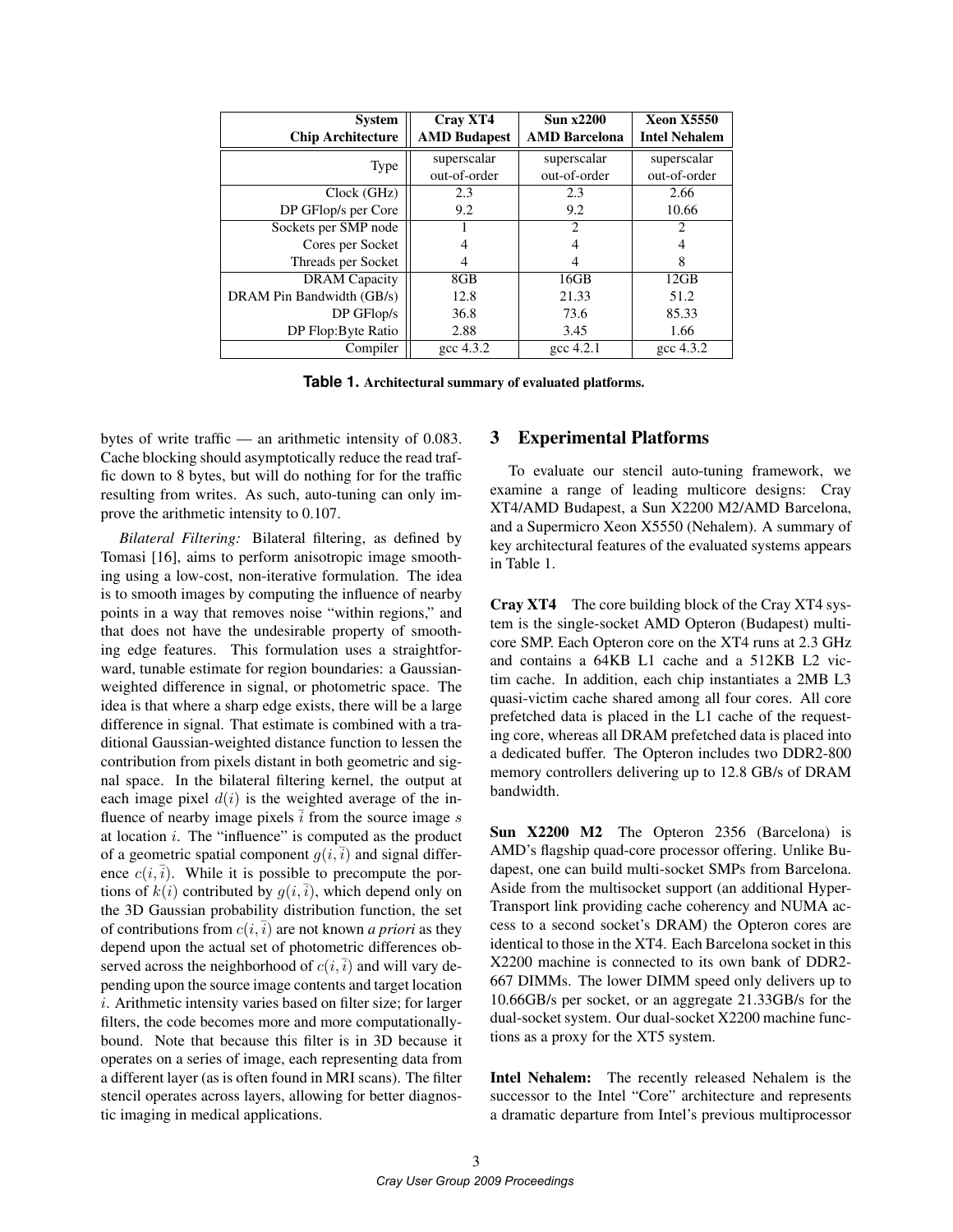| System<br>Chip Architecture | Cray XT4<br>AMD Budapest | Sun x2200<br>AMD Barcelona | Xeon X5550<br>Intel Nehalem |
|---|---|---|---|
| Type | superscalar<br>out-of-order | superscalar<br>out-of-order | superscalar<br>out-of-order |
| Clock (GHz) | 2.3 | 2.3 | 2.66 |
| DP GFlop/s per Core | 9.2 | 9.2 | 10.66 |
| Sockets per SMP node | 1 | 2 | 2 |
| Cores per Socket | 4 | 4 | 4 |
| Threads per Socket | 4 | 4 | 8 |
| DRAM Capacity | 8GB | 16GB | 12GB |
| DRAM Pin Bandwidth (GB/s) | 12.8 | 21.33 | 51.2 |
| DP GFlop/s | 36.8 | 73.6 | 85.33 |
| DP Flop:Byte Ratio | 2.88 | 3.45 | 1.66 |
| Compiler | gcc 4.3.2 | gcc 4.2.1 | gcc 4.3.2 |

**Table 1.** **Architectural summary of evaluated platforms.**

bytes of write traffic — an arithmetic intensity of 0.083. Cache blocking should asymptotically reduce the read traffic down to 8 bytes, but will do nothing for for the traffic resulting from writes. As such, auto-tuning can only improve the arithmetic intensity to 0.107.

*Bilateral Filtering:* Bilateral filtering, as defined by Tomasi [16], aims to perform anisotropic image smoothing using a low-cost, non-iterative formulation. The idea is to smooth images by computing the influence of nearby points in a way that removes noise "within regions," and that does not have the undesirable property of smoothing edge features. This formulation uses a straightforward, tunable estimate for region boundaries: a Gaussian-weighted difference in signal, or photometric space. The idea is that where a sharp edge exists, there will be a large difference in signal. That estimate is combined with a traditional Gaussian-weighted distance function to lessen the contribution from pixels distant in both geometric and signal space. In the bilateral filtering kernel, the output at each image pixel $d(i)$ is the weighted average of the influence of nearby image pixels $\bar{i}$ from the source image $s$ at location $i$. The "influence" is computed as the product of a geometric spatial component $g(i, \bar{i})$ and signal difference $c(i, \bar{i})$. While it is possible to precompute the portions of $k(i)$ contributed by $g(i, \bar{i})$, which depend only on the 3D Gaussian probability distribution function, the set of contributions from $c(i, \bar{i})$ are not known *a priori* as they depend upon the actual set of photometric differences observed across the neighborhood of $c(i, \bar{i})$ and will vary depending upon the source image contents and target location $i$. Arithmetic intensity varies based on filter size; for larger filters, the code becomes more and more computationally-bound. Note that because this filter is in 3D because it operates on a series of image, each representing data from a different layer (as is often found in MRI scans). The filter stencil operates across layers, allowing for better diagnostic imaging in medical applications.

## 3 Experimental Platforms

To evaluate our stencil auto-tuning framework, we examine a range of leading multicore designs: Cray XT4/AMD Budapest, a Sun X2200 M2/AMD Barcelona, and a Supermicro Xeon X5550 (Nehalem). A summary of key architectural features of the evaluated systems appears in Table 1.

**Cray XT4** The core building block of the Cray XT4 system is the single-socket AMD Opteron (Budapest) multicore SMP. Each Opteron core on the XT4 runs at 2.3 GHz and contains a 64KB L1 cache and a 512KB L2 victim cache. In addition, each chip instantiates a 2MB L3 quasi-victim cache shared among all four cores. All core prefetched data is placed in the L1 cache of the requesting core, whereas all DRAM prefetched data is placed into a dedicated buffer. The Opteron includes two DDR2-800 memory controllers delivering up to 12.8 GB/s of DRAM bandwidth.

**Sun X2200 M2** The Opteron 2356 (Barcelona) is AMD's flagship quad-core processor offering. Unlike Budapest, one can build multi-socket SMPs from Barcelona. Aside from the multisocket support (an additional HyperTransport link providing cache coherency and NUMA access to a second socket's DRAM) the Opteron cores are identical to those in the XT4. Each Barcelona socket in this X2200 machine is connected to its own bank of DDR2-667 DIMMs. The lower DIMM speed only delivers up to 10.66GB/s per socket, or an aggregate 21.33GB/s for the dual-socket system. Our dual-socket X2200 machine functions as a proxy for the XT5 system.

**Intel Nehalem:** The recently released Nehalem is the successor to the Intel "Core" architecture and represents a dramatic departure from Intel's previous multiprocessor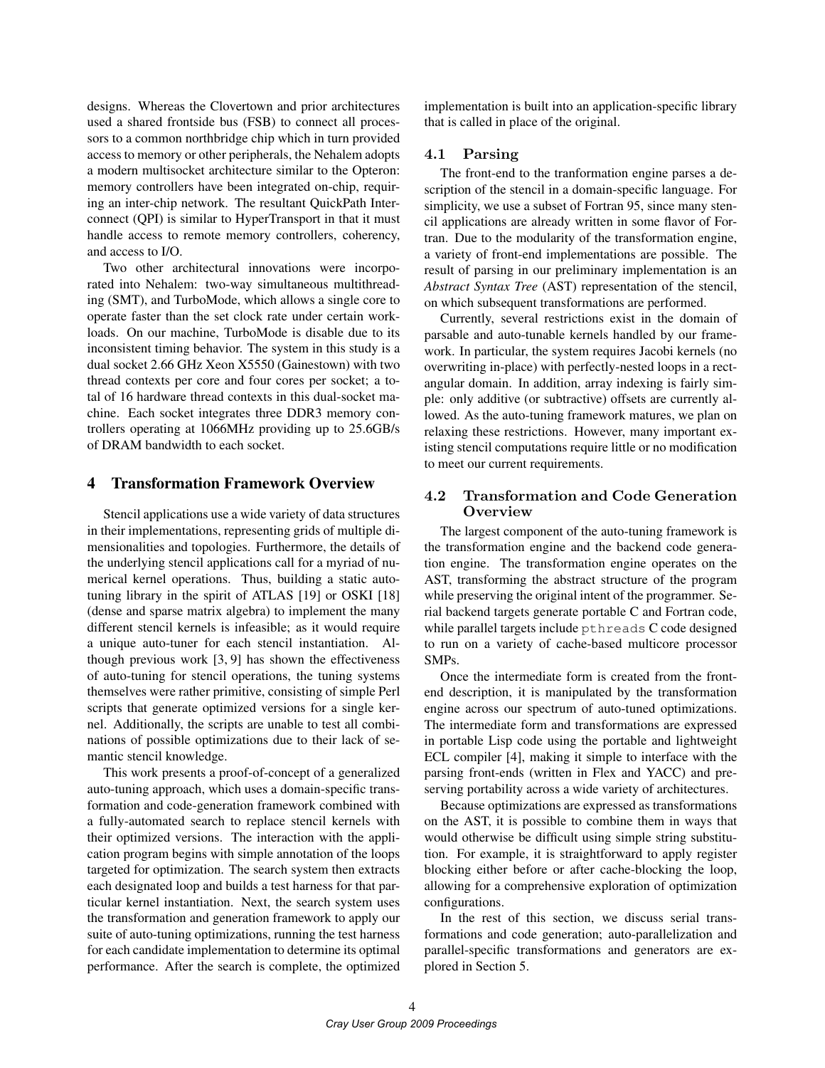designs. Whereas the Clovertown and prior architectures used a shared frontside bus (FSB) to connect all processors to a common northbridge chip which in turn provided access to memory or other peripherals, the Nehalem adopts a modern multisocket architecture similar to the Opteron: memory controllers have been integrated on-chip, requiring an inter-chip network. The resultant QuickPath Interconnect (QPI) is similar to HyperTransport in that it must handle access to remote memory controllers, coherency, and access to I/O.

Two other architectural innovations were incorporated into Nehalem: two-way simultaneous multithreading (SMT), and TurboMode, which allows a single core to operate faster than the set clock rate under certain workloads. On our machine, TurboMode is disable due to its inconsistent timing behavior. The system in this study is a dual socket 2.66 GHz Xeon X5550 (Gainestown) with two thread contexts per core and four cores per socket; a total of 16 hardware thread contexts in this dual-socket machine. Each socket integrates three DDR3 memory controllers operating at 1066MHz providing up to 25.6GB/s of DRAM bandwidth to each socket.

# 4 Transformation Framework Overview

Stencil applications use a wide variety of data structures in their implementations, representing grids of multiple dimensionalities and topologies. Furthermore, the details of the underlying stencil applications call for a myriad of numerical kernel operations. Thus, building a static auto-tuning library in the spirit of ATLAS [19] or OSKI [18] (dense and sparse matrix algebra) to implement the many different stencil kernels is infeasible; as it would require a unique auto-tuner for each stencil instantiation. Although previous work [3, 9] has shown the effectiveness of auto-tuning for stencil operations, the tuning systems themselves were rather primitive, consisting of simple Perl scripts that generate optimized versions for a single kernel. Additionally, the scripts are unable to test all combinations of possible optimizations due to their lack of semantic stencil knowledge.

This work presents a proof-of-concept of a generalized auto-tuning approach, which uses a domain-specific transformation and code-generation framework combined with a fully-automated search to replace stencil kernels with their optimized versions. The interaction with the application program begins with simple annotation of the loops targeted for optimization. The search system then extracts each designated loop and builds a test harness for that particular kernel instantiation. Next, the search system uses the transformation and generation framework to apply our suite of auto-tuning optimizations, running the test harness for each candidate implementation to determine its optimal performance. After the search is complete, the optimized implementation is built into an application-specific library that is called in place of the original.

## 4.1 Parsing

The front-end to the tranformation engine parses a description of the stencil in a domain-specific language. For simplicity, we use a subset of Fortran 95, since many stencil applications are already written in some flavor of Fortran. Due to the modularity of the transformation engine, a variety of front-end implementations are possible. The result of parsing in our preliminary implementation is an *Abstract Syntax Tree* (AST) representation of the stencil, on which subsequent transformations are performed.

Currently, several restrictions exist in the domain of parsable and auto-tunable kernels handled by our framework. In particular, the system requires Jacobi kernels (no overwriting in-place) with perfectly-nested loops in a rectangular domain. In addition, array indexing is fairly simple: only additive (or subtractive) offsets are currently allowed. As the auto-tuning framework matures, we plan on relaxing these restrictions. However, many important existing stencil computations require little or no modification to meet our current requirements.

## 4.2 Transformation and Code Generation Overview

The largest component of the auto-tuning framework is the transformation engine and the backend code generation engine. The transformation engine operates on the AST, transforming the abstract structure of the program while preserving the original intent of the programmer. Serial backend targets generate portable C and Fortran code, while parallel targets include `pthreads` C code designed to run on a variety of cache-based multicore processor SMPs.

Once the intermediate form is created from the front-end description, it is manipulated by the transformation engine across our spectrum of auto-tuned optimizations. The intermediate form and transformations are expressed in portable Lisp code using the portable and lightweight ECL compiler [4], making it simple to interface with the parsing front-ends (written in Flex and YACC) and preserving portability across a wide variety of architectures.

Because optimizations are expressed as transformations on the AST, it is possible to combine them in ways that would otherwise be difficult using simple string substitution. For example, it is straightforward to apply register blocking either before or after cache-blocking the loop, allowing for a comprehensive exploration of optimization configurations.

In the rest of this section, we discuss serial transformations and code generation; auto-parallelization and parallel-specific transformations and generators are explored in Section 5.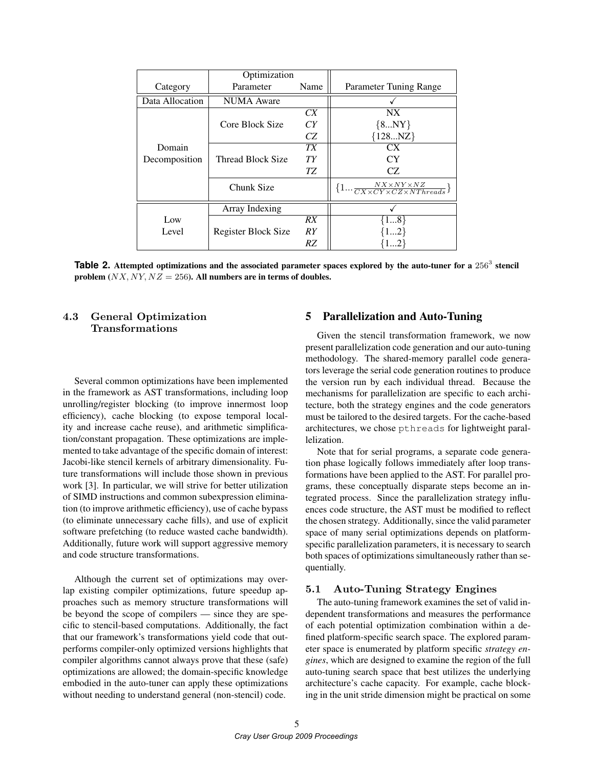| Category | Optimization Parameter | Name | Parameter Tuning Range |
|---|---|---|---|
| Data Allocation | NUMA Aware | | ✓ |
| Domain Decomposition | Core Block Size | *CX* | NX |
| | | *CY* | {8...NY} |
| | | *CZ* | {128...NZ} |
| | Thread Block Size | *TX* | CX |
| | | *TY* | CY |
| | | *TZ* | CZ |
| | Chunk Size | | $\{1 \ldots \frac{NX \times NY \times NZ}{CX \times CY \times CZ \times NThreads}\}$ |
| Low Level | Array Indexing | | ✓ |
| | Register Block Size | *RX* | {1...8} |
| | | *RY* | {1...2} |
| | | *RZ* | {1...2} |

**Table 2. Attempted optimizations and the associated parameter spaces explored by the auto-tuner for a $256^3$ stencil problem ($NX, NY, NZ = 256$). All numbers are in terms of doubles.**

### 4.3 General Optimization Transformations

Several common optimizations have been implemented in the framework as AST transformations, including loop unrolling/register blocking (to improve innermost loop efficiency), cache blocking (to expose temporal locality and increase cache reuse), and arithmetic simplification/constant propagation. These optimizations are implemented to take advantage of the specific domain of interest: Jacobi-like stencil kernels of arbitrary dimensionality. Future transformations will include those shown in previous work [3]. In particular, we will strive for better utilization of SIMD instructions and common subexpression elimination (to improve arithmetic efficiency), use of cache bypass (to eliminate unnecessary cache fills), and use of explicit software prefetching (to reduce wasted cache bandwidth). Additionally, future work will support aggressive memory and code structure transformations.

Although the current set of optimizations may overlap existing compiler optimizations, future speedup approaches such as memory structure transformations will be beyond the scope of compilers — since they are specific to stencil-based computations. Additionally, the fact that our framework's transformations yield code that outperforms compiler-only optimized versions highlights that compiler algorithms cannot always prove that these (safe) optimizations are allowed; the domain-specific knowledge embodied in the auto-tuner can apply these optimizations without needing to understand general (non-stencil) code.

## 5 Parallelization and Auto-Tuning

Given the stencil transformation framework, we now present parallelization code generation and our auto-tuning methodology. The shared-memory parallel code generators leverage the serial code generation routines to produce the version run by each individual thread. Because the mechanisms for parallelization are specific to each architecture, both the strategy engines and the code generators must be tailored to the desired targets. For the cache-based architectures, we chose `pthreads` for lightweight parallelization.

Note that for serial programs, a separate code generation phase logically follows immediately after loop transformations have been applied to the AST. For parallel programs, these conceptually disparate steps become an integrated process. Since the parallelization strategy influences code structure, the AST must be modified to reflect the chosen strategy. Additionally, since the valid parameter space of many serial optimizations depends on platform-specific parallelization parameters, it is necessary to search both spaces of optimizations simultaneously rather than sequentially.

### 5.1 Auto-Tuning Strategy Engines

The auto-tuning framework examines the set of valid independent transformations and measures the performance of each potential optimization combination within a defined platform-specific search space. The explored parameter space is enumerated by platform specific *strategy engines*, which are designed to examine the region of the full auto-tuning search space that best utilizes the underlying architecture's cache capacity. For example, cache blocking in the unit stride dimension might be practical on some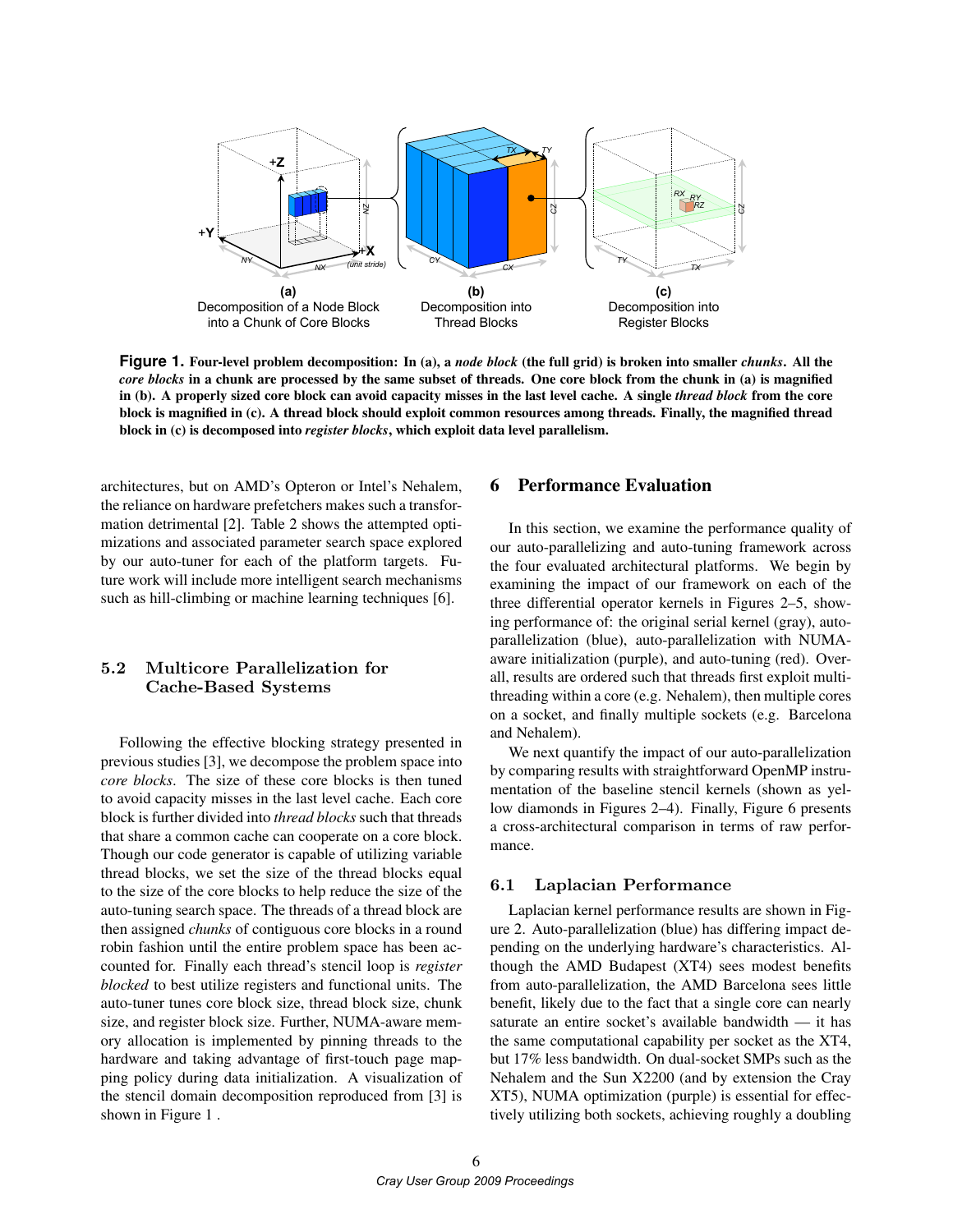Figure 1. Four-level problem decomposition: In (a), a *node block* (the full grid) is broken into smaller *chunks*. All the *core blocks* in a chunk are processed by the same subset of threads. One core block from the chunk in (a) is magnified in (b). A properly sized core block can avoid capacity misses in the last level cache. A single *thread block* from the core block is magnified in (c). A thread block should exploit common resources among threads. Finally, the magnified thread block in (c) is decomposed into *register blocks*, which exploit data level parallelism.

architectures, but on AMD's Opteron or Intel's Nehalem, the reliance on hardware prefetchers makes such a transformation detrimental [2]. Table 2 shows the attempted optimizations and associated parameter search space explored by our auto-tuner for each of the platform targets. Future work will include more intelligent search mechanisms such as hill-climbing or machine learning techniques [6].

### 5.2 Multicore Parallelization for Cache-Based Systems

Following the effective blocking strategy presented in previous studies [3], we decompose the problem space into *core blocks*. The size of these core blocks is then tuned to avoid capacity misses in the last level cache. Each core block is further divided into *thread blocks* such that threads that share a common cache can cooperate on a core block. Though our code generator is capable of utilizing variable thread blocks, we set the size of the thread blocks equal to the size of the core blocks to help reduce the size of the auto-tuning search space. The threads of a thread block are then assigned *chunks* of contiguous core blocks in a round robin fashion until the entire problem space has been accounted for. Finally each thread's stencil loop is *register blocked* to best utilize registers and functional units. The auto-tuner tunes core block size, thread block size, chunk size, and register block size. Further, NUMA-aware memory allocation is implemented by pinning threads to the hardware and taking advantage of first-touch page mapping policy during data initialization. A visualization of the stencil domain decomposition reproduced from [3] is shown in Figure 1 .

## 6 Performance Evaluation

In this section, we examine the performance quality of our auto-parallelizing and auto-tuning framework across the four evaluated architectural platforms. We begin by examining the impact of our framework on each of the three differential operator kernels in Figures 2–5, showing performance of: the original serial kernel (gray), auto-parallelization (blue), auto-parallelization with NUMA-aware initialization (purple), and auto-tuning (red). Overall, results are ordered such that threads first exploit multithreading within a core (e.g. Nehalem), then multiple cores on a socket, and finally multiple sockets (e.g. Barcelona and Nehalem).

We next quantify the impact of our auto-parallelization by comparing results with straightforward OpenMP instrumentation of the baseline stencil kernels (shown as yellow diamonds in Figures 2–4). Finally, Figure 6 presents a cross-architectural comparison in terms of raw performance.

### 6.1 Laplacian Performance

Laplacian kernel performance results are shown in Figure 2. Auto-parallelization (blue) has differing impact depending on the underlying hardware's characteristics. Although the AMD Budapest (XT4) sees modest benefits from auto-parallelization, the AMD Barcelona sees little benefit, likely due to the fact that a single core can nearly saturate an entire socket's available bandwidth — it has the same computational capability per socket as the XT4, but 17% less bandwidth. On dual-socket SMPs such as the Nehalem and the Sun X2200 (and by extension the Cray XT5), NUMA optimization (purple) is essential for effectively utilizing both sockets, achieving roughly a doubling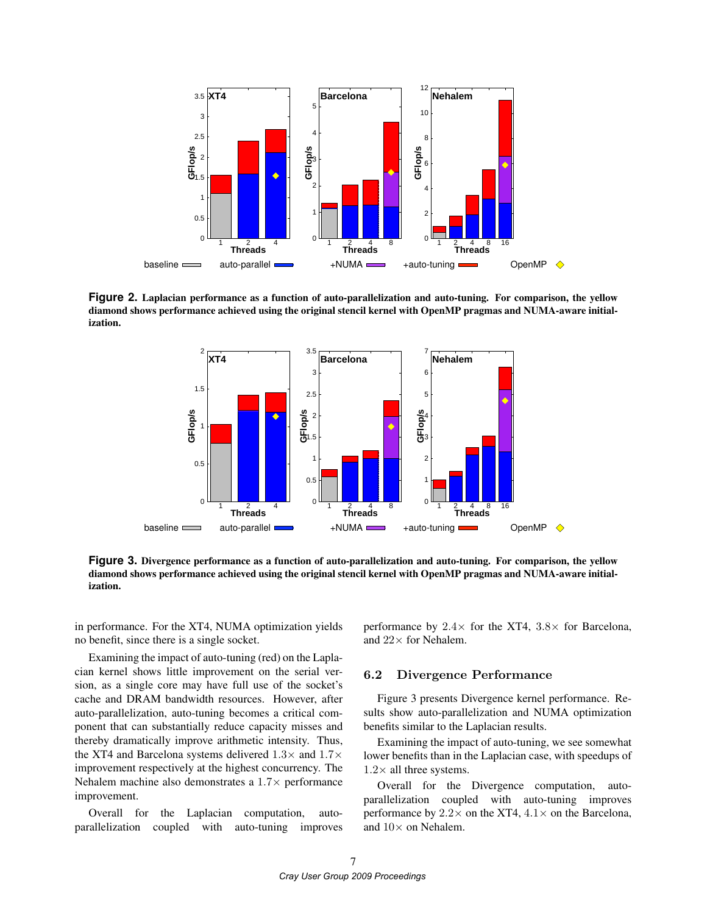**Figure 2.** **Laplacian performance as a function of auto-parallelization and auto-tuning. For comparison, the yellow diamond shows performance achieved using the original stencil kernel with OpenMP pragmas and NUMA-aware initialization.**

**Figure 3.** **Divergence performance as a function of auto-parallelization and auto-tuning. For comparison, the yellow diamond shows performance achieved using the original stencil kernel with OpenMP pragmas and NUMA-aware initialization.**

in performance. For the XT4, NUMA optimization yields no benefit, since there is a single socket.

Examining the impact of auto-tuning (red) on the Laplacian kernel shows little improvement on the serial version, as a single core may have full use of the socket's cache and DRAM bandwidth resources. However, after auto-parallelization, auto-tuning becomes a critical component that can substantially reduce capacity misses and thereby dramatically improve arithmetic intensity. Thus, the XT4 and Barcelona systems delivered $1.3\times$ and $1.7\times$ improvement respectively at the highest concurrency. The Nehalem machine also demonstrates a $1.7\times$ performance improvement.

Overall for the Laplacian computation, auto-parallelization coupled with auto-tuning improves performance by $2.4\times$ for the XT4, $3.8\times$ for Barcelona, and $22\times$ for Nehalem.

## 6.2 Divergence Performance

Figure 3 presents Divergence kernel performance. Results show auto-parallelization and NUMA optimization benefits similar to the Laplacian results.

Examining the impact of auto-tuning, we see somewhat lower benefits than in the Laplacian case, with speedups of $1.2\times$ all three systems.

Overall for the Divergence computation, auto-parallelization coupled with auto-tuning improves performance by $2.2\times$ on the XT4, $4.1\times$ on the Barcelona, and $10\times$ on Nehalem.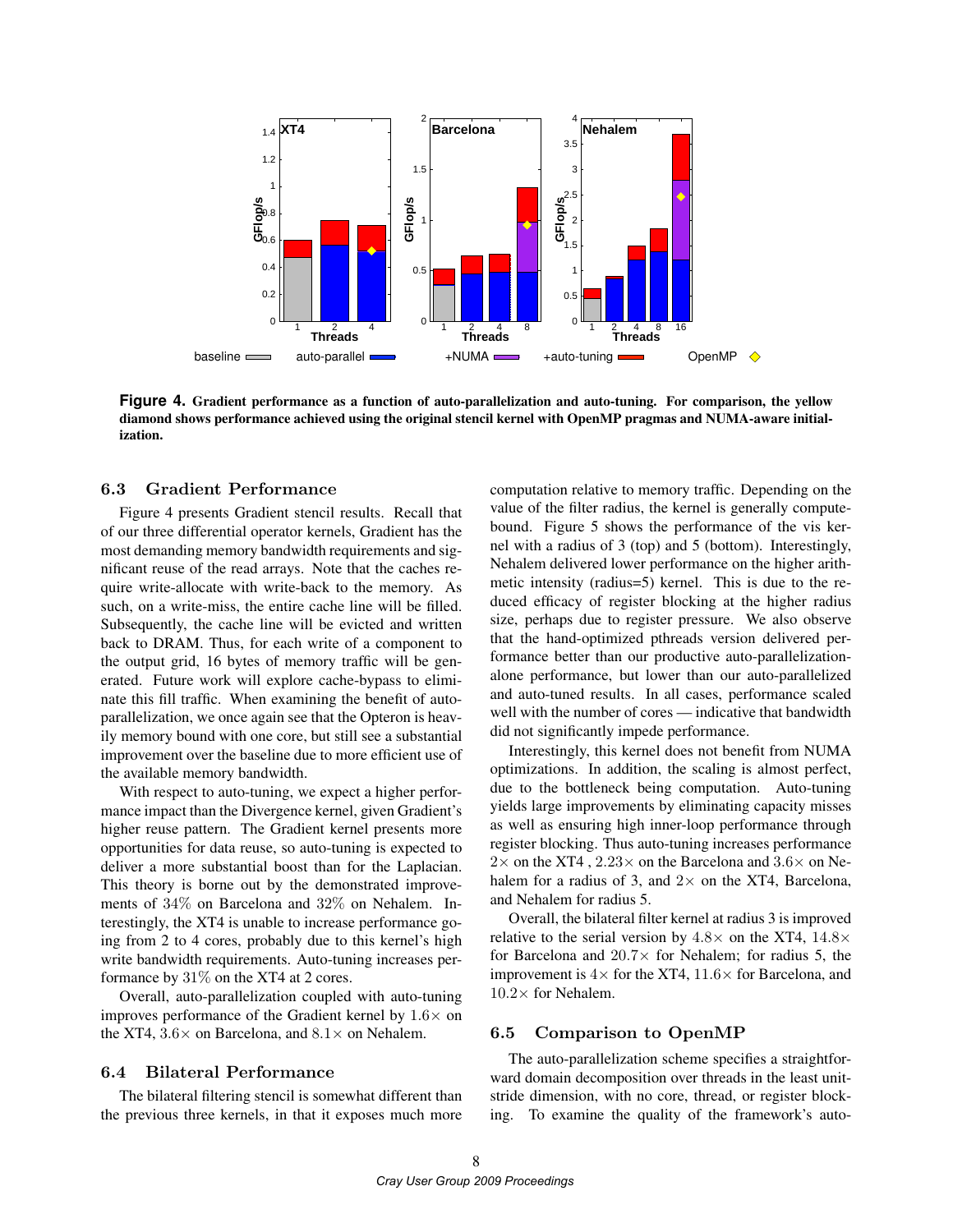**Figure 4.** Gradient performance as a function of auto-parallelization and auto-tuning. For comparison, the yellow diamond shows performance achieved using the original stencil kernel with OpenMP pragmas and NUMA-aware initialization.

### 6.3 Gradient Performance

Figure 4 presents Gradient stencil results. Recall that of our three differential operator kernels, Gradient has the most demanding memory bandwidth requirements and significant reuse of the read arrays. Note that the caches require write-allocate with write-back to the memory. As such, on a write-miss, the entire cache line will be filled. Subsequently, the cache line will be evicted and written back to DRAM. Thus, for each write of a component to the output grid, 16 bytes of memory traffic will be generated. Future work will explore cache-bypass to eliminate this fill traffic. When examining the benefit of auto-parallelization, we once again see that the Opteron is heavily memory bound with one core, but still see a substantial improvement over the baseline due to more efficient use of the available memory bandwidth.

With respect to auto-tuning, we expect a higher performance impact than the Divergence kernel, given Gradient's higher reuse pattern. The Gradient kernel presents more opportunities for data reuse, so auto-tuning is expected to deliver a more substantial boost than for the Laplacian. This theory is borne out by the demonstrated improvements of $34\%$ on Barcelona and $32\%$ on Nehalem. Interestingly, the XT4 is unable to increase performance going from 2 to 4 cores, probably due to this kernel's high write bandwidth requirements. Auto-tuning increases performance by $31\%$ on the XT4 at 2 cores.

Overall, auto-parallelization coupled with auto-tuning improves performance of the Gradient kernel by $1.6\times$ on the XT4, $3.6\times$ on Barcelona, and $8.1\times$ on Nehalem.

### 6.4 Bilateral Performance

The bilateral filtering stencil is somewhat different than the previous three kernels, in that it exposes much more computation relative to memory traffic. Depending on the value of the filter radius, the kernel is generally compute-bound. Figure 5 shows the performance of the vis kernel with a radius of 3 (top) and 5 (bottom). Interestingly, Nehalem delivered lower performance on the higher arithmetic intensity (radius=5) kernel. This is due to the reduced efficacy of register blocking at the higher radius size, perhaps due to register pressure. We also observe that the hand-optimized pthreads version delivered performance better than our productive auto-parallelization-alone performance, but lower than our auto-parallelized and auto-tuned results. In all cases, performance scaled well with the number of cores — indicative that bandwidth did not significantly impede performance.

Interestingly, this kernel does not benefit from NUMA optimizations. In addition, the scaling is almost perfect, due to the bottleneck being computation. Auto-tuning yields large improvements by eliminating capacity misses as well as ensuring high inner-loop performance through register blocking. Thus auto-tuning increases performance $2\times$ on the XT4 , $2.23\times$ on the Barcelona and $3.6\times$ on Nehalem for a radius of 3, and $2\times$ on the XT4, Barcelona, and Nehalem for radius 5.

Overall, the bilateral filter kernel at radius 3 is improved relative to the serial version by $4.8\times$ on the XT4, $14.8\times$ for Barcelona and $20.7\times$ for Nehalem; for radius 5, the improvement is $4\times$ for the XT4, $11.6\times$ for Barcelona, and $10.2\times$ for Nehalem.

### 6.5 Comparison to OpenMP

The auto-parallelization scheme specifies a straightforward domain decomposition over threads in the least unit-stride dimension, with no core, thread, or register blocking. To examine the quality of the framework's auto-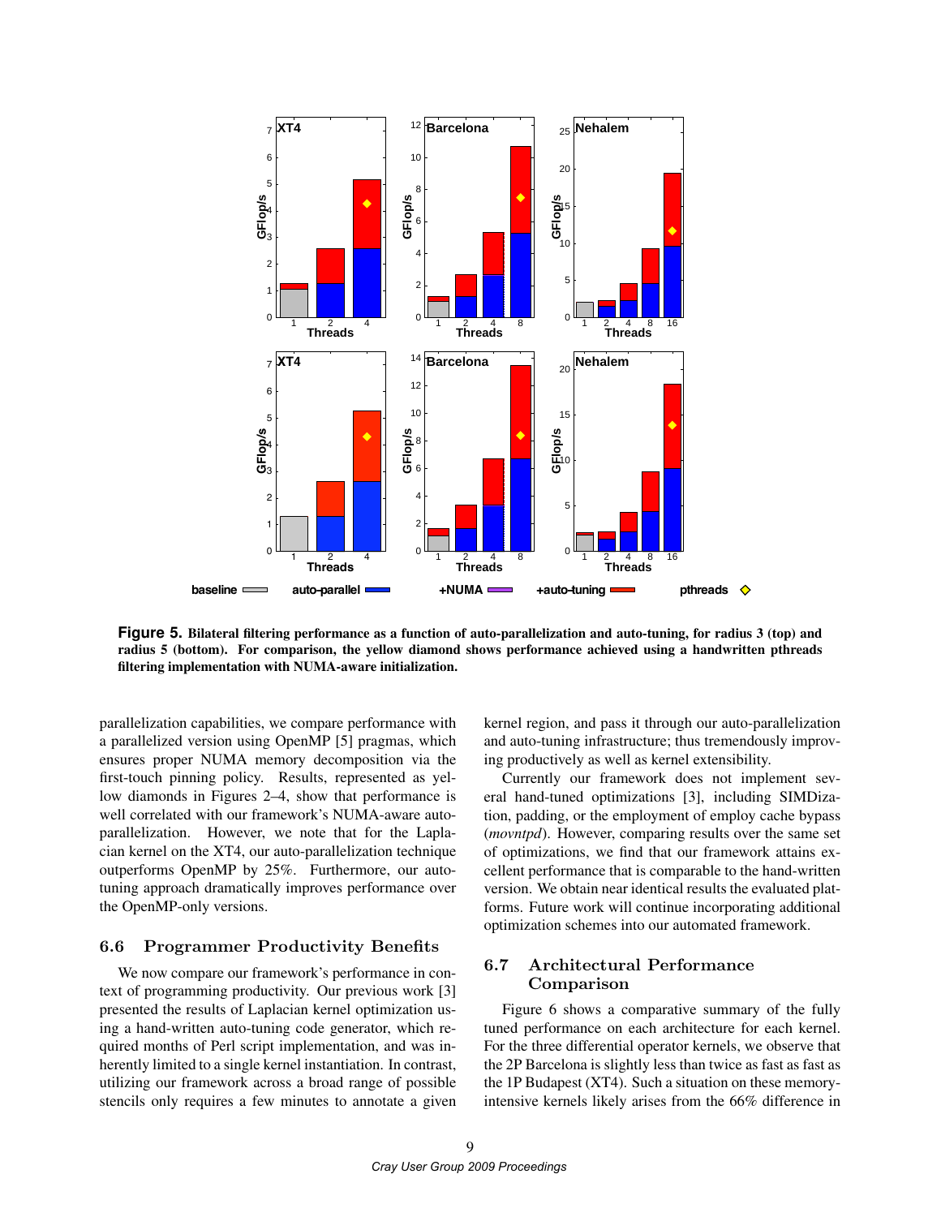**Figure 5.** **Bilateral filtering performance as a function of auto-parallelization and auto-tuning, for radius 3 (top) and radius 5 (bottom). For comparison, the yellow diamond shows performance achieved using a handwritten pthreads filtering implementation with NUMA-aware initialization.**

parallelization capabilities, we compare performance with a parallelized version using OpenMP [5] pragmas, which ensures proper NUMA memory decomposition via the first-touch pinning policy. Results, represented as yellow diamonds in Figures 2–4, show that performance is well correlated with our framework's NUMA-aware auto-parallelization. However, we note that for the Laplacian kernel on the XT4, our auto-parallelization technique outperforms OpenMP by 25%. Furthermore, our auto-tuning approach dramatically improves performance over the OpenMP-only versions.

### 6.6 Programmer Productivity Benefits

We now compare our framework's performance in context of programming productivity. Our previous work [3] presented the results of Laplacian kernel optimization using a hand-written auto-tuning code generator, which required months of Perl script implementation, and was inherently limited to a single kernel instantiation. In contrast, utilizing our framework across a broad range of possible stencils only requires a few minutes to annotate a given kernel region, and pass it through our auto-parallelization and auto-tuning infrastructure; thus tremendously improving productively as well as kernel extensibility.

Currently our framework does not implement several hand-tuned optimizations [3], including SIMDization, padding, or the employment of employ cache bypass (*movntpd*). However, comparing results over the same set of optimizations, we find that our framework attains excellent performance that is comparable to the hand-written version. We obtain near identical results the evaluated platforms. Future work will continue incorporating additional optimization schemes into our automated framework.

### 6.7 Architectural Performance Comparison

Figure 6 shows a comparative summary of the fully tuned performance on each architecture for each kernel. For the three differential operator kernels, we observe that the 2P Barcelona is slightly less than twice as fast as fast as the 1P Budapest (XT4). Such a situation on these memory-intensive kernels likely arises from the 66% difference in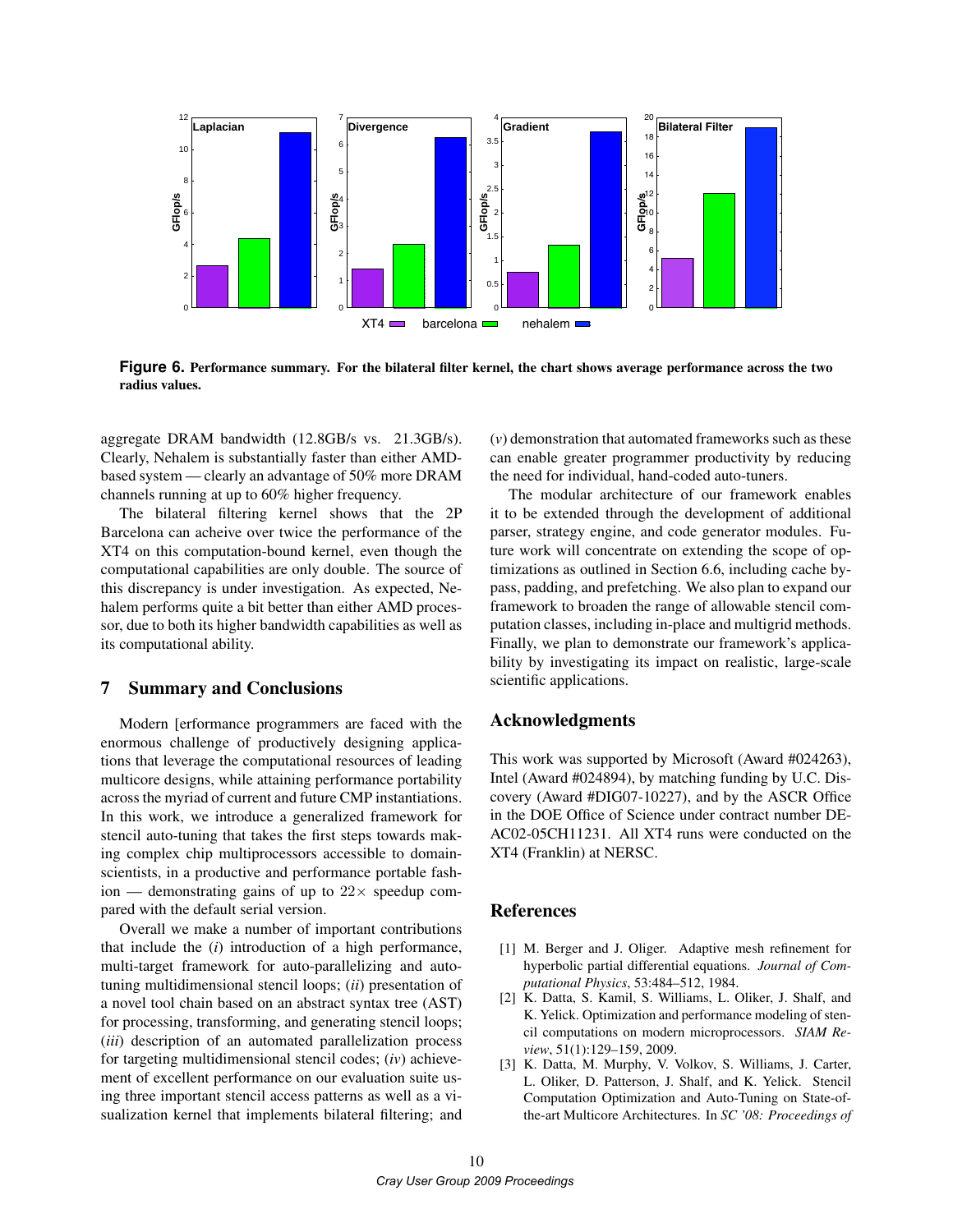**Figure 6.** Performance summary. For the bilateral filter kernel, the chart shows average performance across the two radius values.

aggregate DRAM bandwidth (12.8GB/s vs. 21.3GB/s). Clearly, Nehalem is substantially faster than either AMD-based system — clearly an advantage of 50% more DRAM channels running at up to 60% higher frequency.

The bilateral filtering kernel shows that the 2P Barcelona can acheive over twice the performance of the XT4 on this computation-bound kernel, even though the computational capabilities are only double. The source of this discrepancy is under investigation. As expected, Nehalem performs quite a bit better than either AMD processor, due to both its higher bandwidth capabilities as well as its computational ability.

## 7 Summary and Conclusions

Modern [erformance programmers are faced with the enormous challenge of productively designing applications that leverage the computational resources of leading multicore designs, while attaining performance portability across the myriad of current and future CMP instantiations. In this work, we introduce a generalized framework for stencil auto-tuning that takes the first steps towards making complex chip multiprocessors accessible to domain-scientists, in a productive and performance portable fashion — demonstrating gains of up to $22\times$ speedup compared with the default serial version.

Overall we make a number of important contributions that include the (*i*) introduction of a high performance, multi-target framework for auto-parallelizing and auto-tuning multidimensional stencil loops; (*ii*) presentation of a novel tool chain based on an abstract syntax tree (AST) for processing, transforming, and generating stencil loops; (*iii*) description of an automated parallelization process for targeting multidimensional stencil codes; (*iv*) achievement of excellent performance on our evaluation suite using three important stencil access patterns as well as a visualization kernel that implements bilateral filtering; and (*v*) demonstration that automated frameworks such as these can enable greater programmer productivity by reducing the need for individual, hand-coded auto-tuners.

The modular architecture of our framework enables it to be extended through the development of additional parser, strategy engine, and code generator modules. Future work will concentrate on extending the scope of optimizations as outlined in Section 6.6, including cache bypass, padding, and prefetching. We also plan to expand our framework to broaden the range of allowable stencil computation classes, including in-place and multigrid methods. Finally, we plan to demonstrate our framework's applicability by investigating its impact on realistic, large-scale scientific applications.

## Acknowledgments

This work was supported by Microsoft (Award #024263), Intel (Award #024894), by matching funding by U.C. Discovery (Award #DIG07-10227), and by the ASCR Office in the DOE Office of Science under contract number DE-AC02-05CH11231. All XT4 runs were conducted on the XT4 (Franklin) at NERSC.

## References

[1] M. Berger and J. Oliger. Adaptive mesh refinement for hyperbolic partial differential equations. *Journal of Computational Physics*, 53:484–512, 1984.

[2] K. Datta, S. Kamil, S. Williams, L. Oliker, J. Shalf, and K. Yelick. Optimization and performance modeling of stencil computations on modern microprocessors. *SIAM Review*, 51(1):129–159, 2009.

[3] K. Datta, M. Murphy, V. Volkov, S. Williams, J. Carter, L. Oliker, D. Patterson, J. Shalf, and K. Yelick. Stencil Computation Optimization and Auto-Tuning on State-of-the-art Multicore Architectures. In *SC '08: Proceedings of*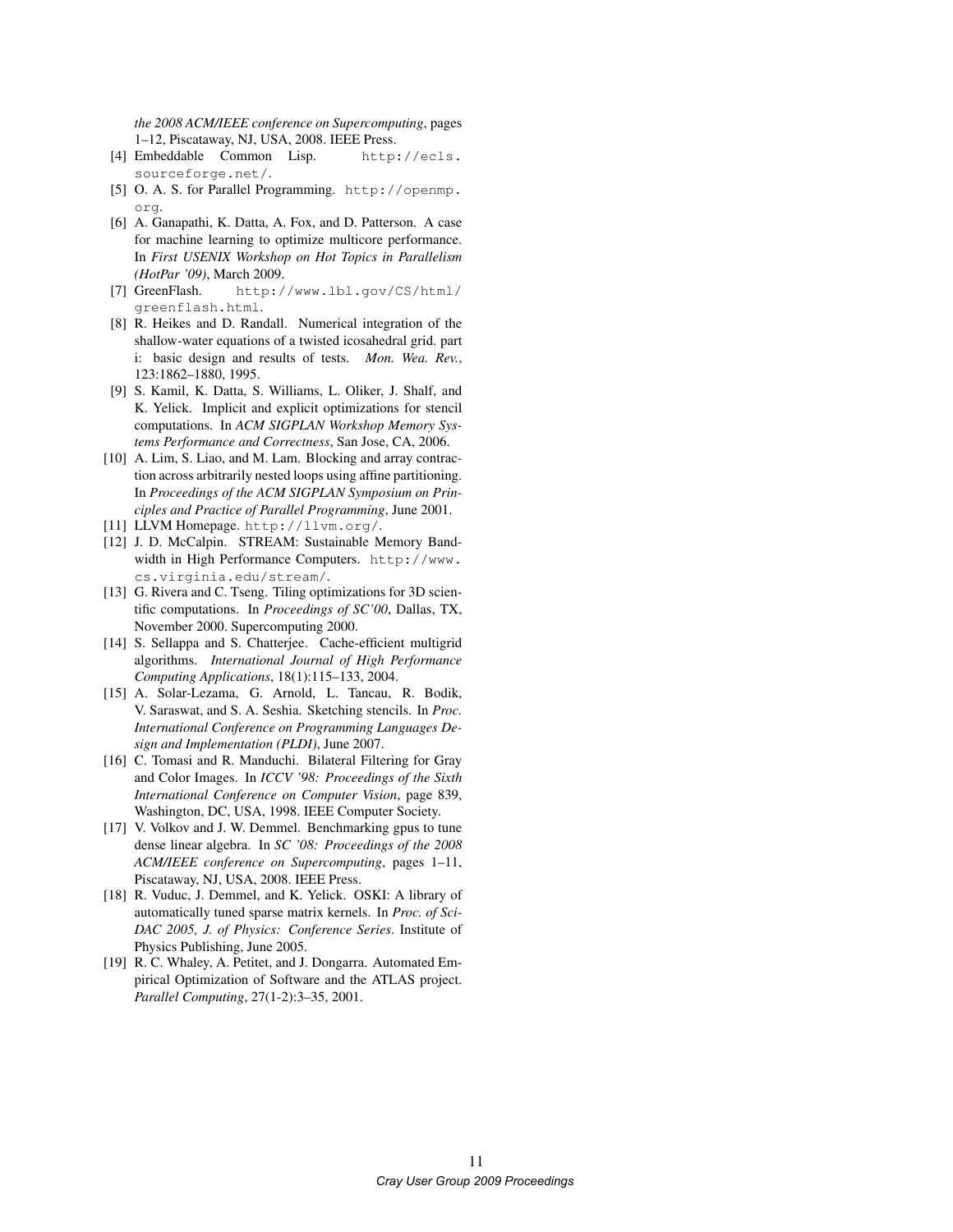*the 2008 ACM/IEEE conference on Supercomputing*, pages 1–12, Piscataway, NJ, USA, 2008. IEEE Press.

[4] Embeddable Common Lisp. `http://ecls.sourceforge.net/`.

[5] O. A. S. for Parallel Programming. `http://openmp.org`.

[6] A. Ganapathi, K. Datta, A. Fox, and D. Patterson. A case for machine learning to optimize multicore performance. In *First USENIX Workshop on Hot Topics in Parallelism (HotPar '09)*, March 2009.

[7] GreenFlash. `http://www.lbl.gov/CS/html/greenflash.html`.

[8] R. Heikes and D. Randall. Numerical integration of the shallow-water equations of a twisted icosahedral grid. part i: basic design and results of tests. *Mon. Wea. Rev.*, 123:1862–1880, 1995.

[9] S. Kamil, K. Datta, S. Williams, L. Oliker, J. Shalf, and K. Yelick. Implicit and explicit optimizations for stencil computations. In *ACM SIGPLAN Workshop Memory Systems Performance and Correctness*, San Jose, CA, 2006.

[10] A. Lim, S. Liao, and M. Lam. Blocking and array contraction across arbitrarily nested loops using affine partitioning. In *Proceedings of the ACM SIGPLAN Symposium on Principles and Practice of Parallel Programming*, June 2001.

[11] LLVM Homepage. `http://llvm.org/`.

[12] J. D. McCalpin. STREAM: Sustainable Memory Bandwidth in High Performance Computers. `http://www.cs.virginia.edu/stream/`.

[13] G. Rivera and C. Tseng. Tiling optimizations for 3D scientific computations. In *Proceedings of SC'00*, Dallas, TX, November 2000. Supercomputing 2000.

[14] S. Sellappa and S. Chatterjee. Cache-efficient multigrid algorithms. *International Journal of High Performance Computing Applications*, 18(1):115–133, 2004.

[15] A. Solar-Lezama, G. Arnold, L. Tancau, R. Bodik, V. Saraswat, and S. A. Seshia. Sketching stencils. In *Proc. International Conference on Programming Languages Design and Implementation (PLDI)*, June 2007.

[16] C. Tomasi and R. Manduchi. Bilateral Filtering for Gray and Color Images. In *ICCV '98: Proceedings of the Sixth International Conference on Computer Vision*, page 839, Washington, DC, USA, 1998. IEEE Computer Society.

[17] V. Volkov and J. W. Demmel. Benchmarking gpus to tune dense linear algebra. In *SC '08: Proceedings of the 2008 ACM/IEEE conference on Supercomputing*, pages 1–11, Piscataway, NJ, USA, 2008. IEEE Press.

[18] R. Vuduc, J. Demmel, and K. Yelick. OSKI: A library of automatically tuned sparse matrix kernels. In *Proc. of SciDAC 2005, J. of Physics: Conference Series*. Institute of Physics Publishing, June 2005.

[19] R. C. Whaley, A. Petitet, and J. Dongarra. Automated Empirical Optimization of Software and the ATLAS project. *Parallel Computing*, 27(1-2):3–35, 2001.